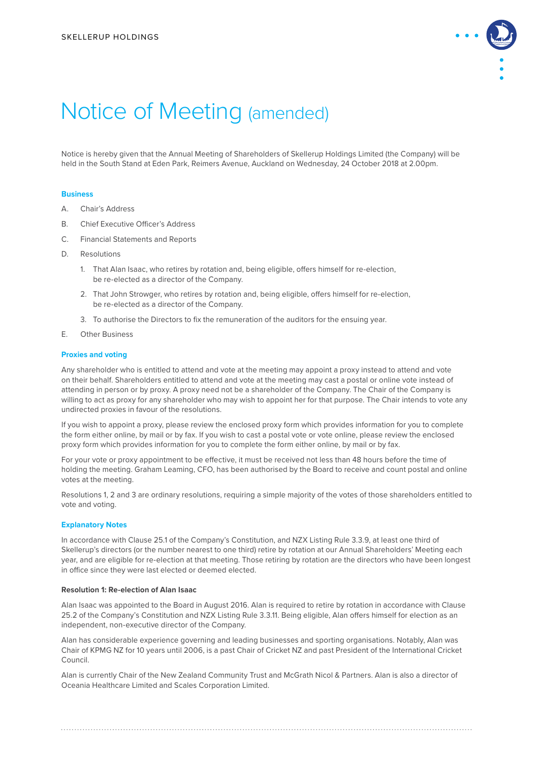# Notice of Meeting (amended)

Notice is hereby given that the Annual Meeting of Shareholders of Skellerup Holdings Limited (the Company) will be held in the South Stand at Eden Park, Reimers Avenue, Auckland on Wednesday, 24 October 2018 at 2.00pm.

## Business

A. Chair's Address

B. Chief Executive Officer's Address

C. Financial Statements and Reports

D. Resolutions

1. That Alan Isaac, who retires by rotation and, being eligible, offers himself for re-election, be re-elected as a director of the Company.
2. That John Strowger, who retires by rotation and, being eligible, offers himself for re-election, be re-elected as a director of the Company.
3. To authorise the Directors to fix the remuneration of the auditors for the ensuing year.

E. Other Business

## Proxies and voting

Any shareholder who is entitled to attend and vote at the meeting may appoint a proxy instead to attend and vote on their behalf. Shareholders entitled to attend and vote at the meeting may cast a postal or online vote instead of attending in person or by proxy. A proxy need not be a shareholder of the Company. The Chair of the Company is willing to act as proxy for any shareholder who may wish to appoint her for that purpose. The Chair intends to vote any undirected proxies in favour of the resolutions.

If you wish to appoint a proxy, please review the enclosed proxy form which provides information for you to complete the form either online, by mail or by fax. If you wish to cast a postal vote or vote online, please review the enclosed proxy form which provides information for you to complete the form either online, by mail or by fax.

For your vote or proxy appointment to be effective, it must be received not less than 48 hours before the time of holding the meeting. Graham Leaming, CFO, has been authorised by the Board to receive and count postal and online votes at the meeting.

Resolutions 1, 2 and 3 are ordinary resolutions, requiring a simple majority of the votes of those shareholders entitled to vote and voting.

## Explanatory Notes

In accordance with Clause 25.1 of the Company's Constitution, and NZX Listing Rule 3.3.9, at least one third of Skellerup's directors (or the number nearest to one third) retire by rotation at our Annual Shareholders' Meeting each year, and are eligible for re-election at that meeting. Those retiring by rotation are the directors who have been longest in office since they were last elected or deemed elected.

### Resolution 1: Re-election of Alan Isaac

Alan Isaac was appointed to the Board in August 2016. Alan is required to retire by rotation in accordance with Clause 25.2 of the Company's Constitution and NZX Listing Rule 3.3.11. Being eligible, Alan offers himself for election as an independent, non-executive director of the Company.

Alan has considerable experience governing and leading businesses and sporting organisations. Notably, Alan was Chair of KPMG NZ for 10 years until 2006, is a past Chair of Cricket NZ and past President of the International Cricket Council.

Alan is currently Chair of the New Zealand Community Trust and McGrath Nicol & Partners. Alan is also a director of Oceania Healthcare Limited and Scales Corporation Limited.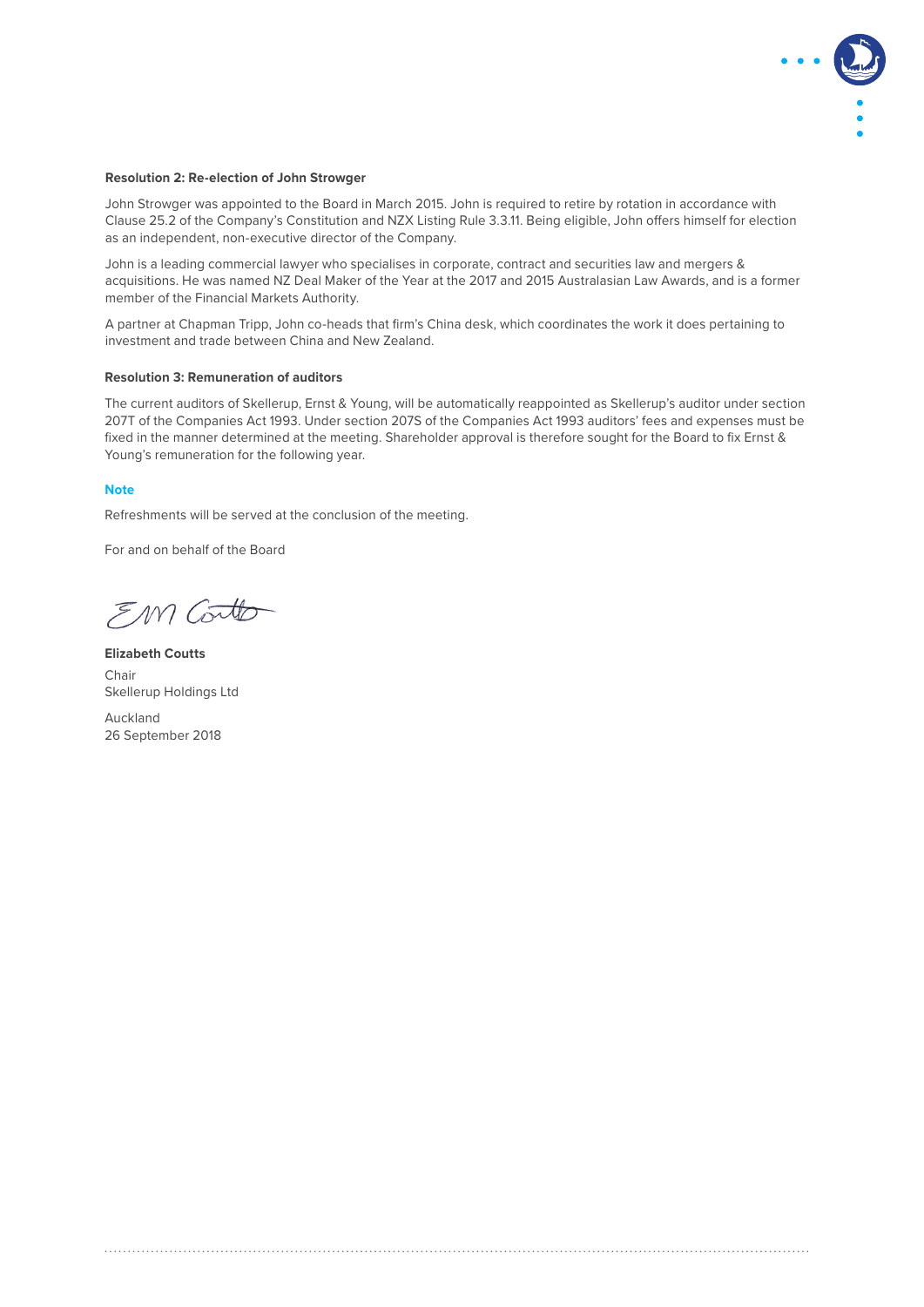**Resolution 2: Re-election of John Strowger**

John Strowger was appointed to the Board in March 2015. John is required to retire by rotation in accordance with Clause 25.2 of the Company's Constitution and NZX Listing Rule 3.3.11. Being eligible, John offers himself for election as an independent, non-executive director of the Company.

John is a leading commercial lawyer who specialises in corporate, contract and securities law and mergers & acquisitions. He was named NZ Deal Maker of the Year at the 2017 and 2015 Australasian Law Awards, and is a former member of the Financial Markets Authority.

A partner at Chapman Tripp, John co-heads that firm's China desk, which coordinates the work it does pertaining to investment and trade between China and New Zealand.

**Resolution 3: Remuneration of auditors**

The current auditors of Skellerup, Ernst & Young, will be automatically reappointed as Skellerup's auditor under section 207T of the Companies Act 1993. Under section 207S of the Companies Act 1993 auditors' fees and expenses must be fixed in the manner determined at the meeting. Shareholder approval is therefore sought for the Board to fix Ernst & Young's remuneration for the following year.

**Note**

Refreshments will be served at the conclusion of the meeting.

For and on behalf of the Board

EM Coutts

**Elizabeth Coutts**
Chair
Skellerup Holdings Ltd

Auckland
26 September 2018